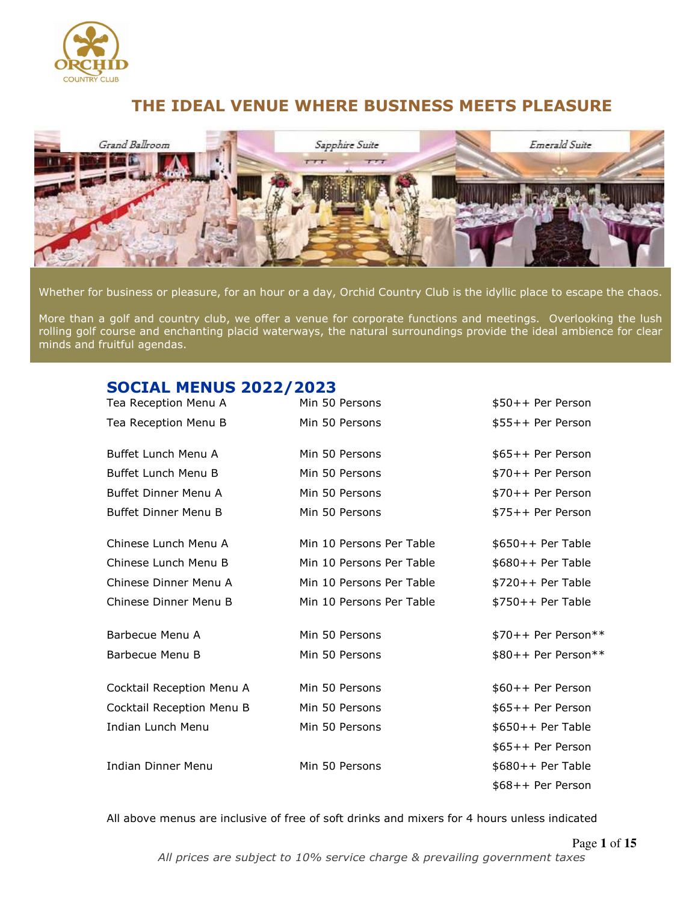ORCHID COUNTRY CLUB

## THE IDEAL VENUE WHERE BUSINESS MEETS PLEASURE

Grand Ballroom | Sapphire Suite | Emerald Suite

Whether for business or pleasure, for an hour or a day, Orchid Country Club is the idyllic place to escape the chaos.

More than a golf and country club, we offer a venue for corporate functions and meetings. Overlooking the lush rolling golf course and enchanting placid waterways, the natural surroundings provide the ideal ambience for clear minds and fruitful agendas.

## SOCIAL MENUS 2022/2023

| Menu | Minimum | Price |
|---|---|---|
| Tea Reception Menu A | Min 50 Persons | $50++ Per Person |
| Tea Reception Menu B | Min 50 Persons | $55++ Per Person |
| Buffet Lunch Menu A | Min 50 Persons | $65++ Per Person |
| Buffet Lunch Menu B | Min 50 Persons | $70++ Per Person |
| Buffet Dinner Menu A | Min 50 Persons | $70++ Per Person |
| Buffet Dinner Menu B | Min 50 Persons | $75++ Per Person |
| Chinese Lunch Menu A | Min 10 Persons Per Table | $650++ Per Table |
| Chinese Lunch Menu B | Min 10 Persons Per Table | $680++ Per Table |
| Chinese Dinner Menu A | Min 10 Persons Per Table | $720++ Per Table |
| Chinese Dinner Menu B | Min 10 Persons Per Table | $750++ Per Table |
| Barbecue Menu A | Min 50 Persons | $70++ Per Person** |
| Barbecue Menu B | Min 50 Persons | $80++ Per Person** |
| Cocktail Reception Menu A | Min 50 Persons | $60++ Per Person |
| Cocktail Reception Menu B | Min 50 Persons | $65++ Per Person |
| Indian Lunch Menu | Min 50 Persons | $650++ Per Table<br>$65++ Per Person |
| Indian Dinner Menu | Min 50 Persons | $680++ Per Table<br>$68++ Per Person |

All above menus are inclusive of free of soft drinks and mixers for 4 hours unless indicated

*All prices are subject to 10% service charge & prevailing government taxes*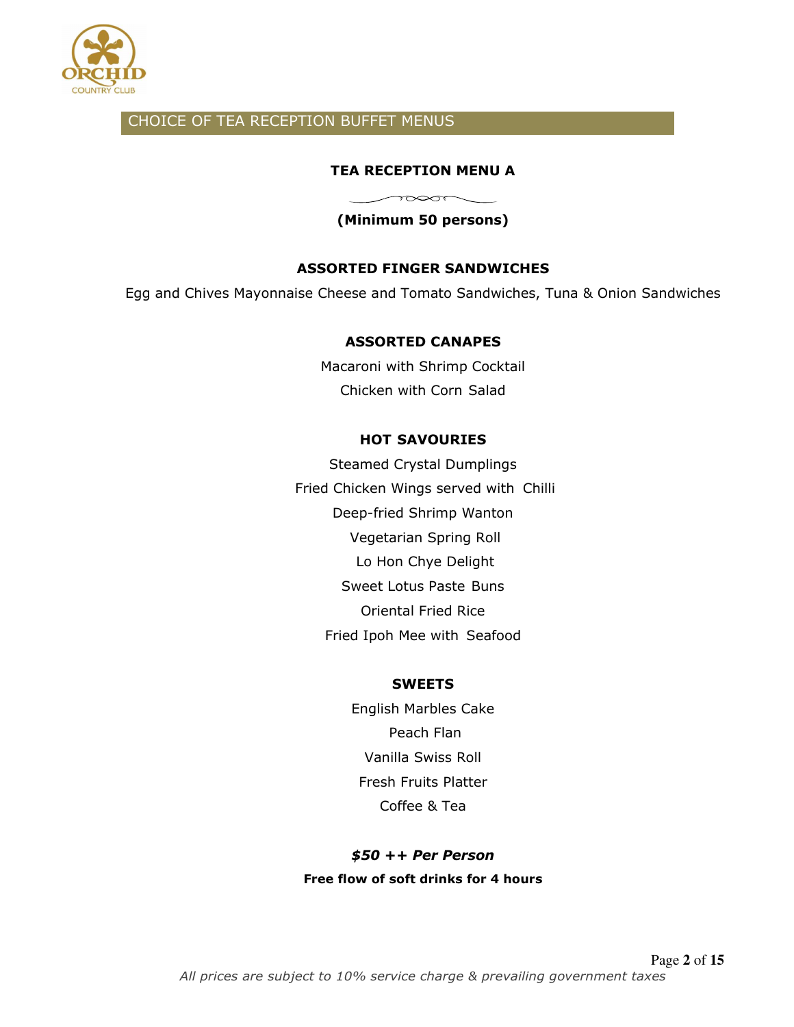## CHOICE OF TEA RECEPTION BUFFET MENUS

### TEA RECEPTION MENU A

**(Minimum 50 persons)**

**ASSORTED FINGER SANDWICHES**

Egg and Chives Mayonnaise Cheese and Tomato Sandwiches, Tuna & Onion Sandwiches

**ASSORTED CANAPES**

Macaroni with Shrimp Cocktail

Chicken with Corn Salad

**HOT SAVOURIES**

Steamed Crystal Dumplings

Fried Chicken Wings served with Chilli

Deep-fried Shrimp Wanton

Vegetarian Spring Roll

Lo Hon Chye Delight

Sweet Lotus Paste Buns

Oriental Fried Rice

Fried Ipoh Mee with Seafood

**SWEETS**

English Marbles Cake

Peach Flan

Vanilla Swiss Roll

Fresh Fruits Platter

Coffee & Tea

***$50 ++ Per Person***

**Free flow of soft drinks for 4 hours**

*All prices are subject to 10% service charge & prevailing government taxes*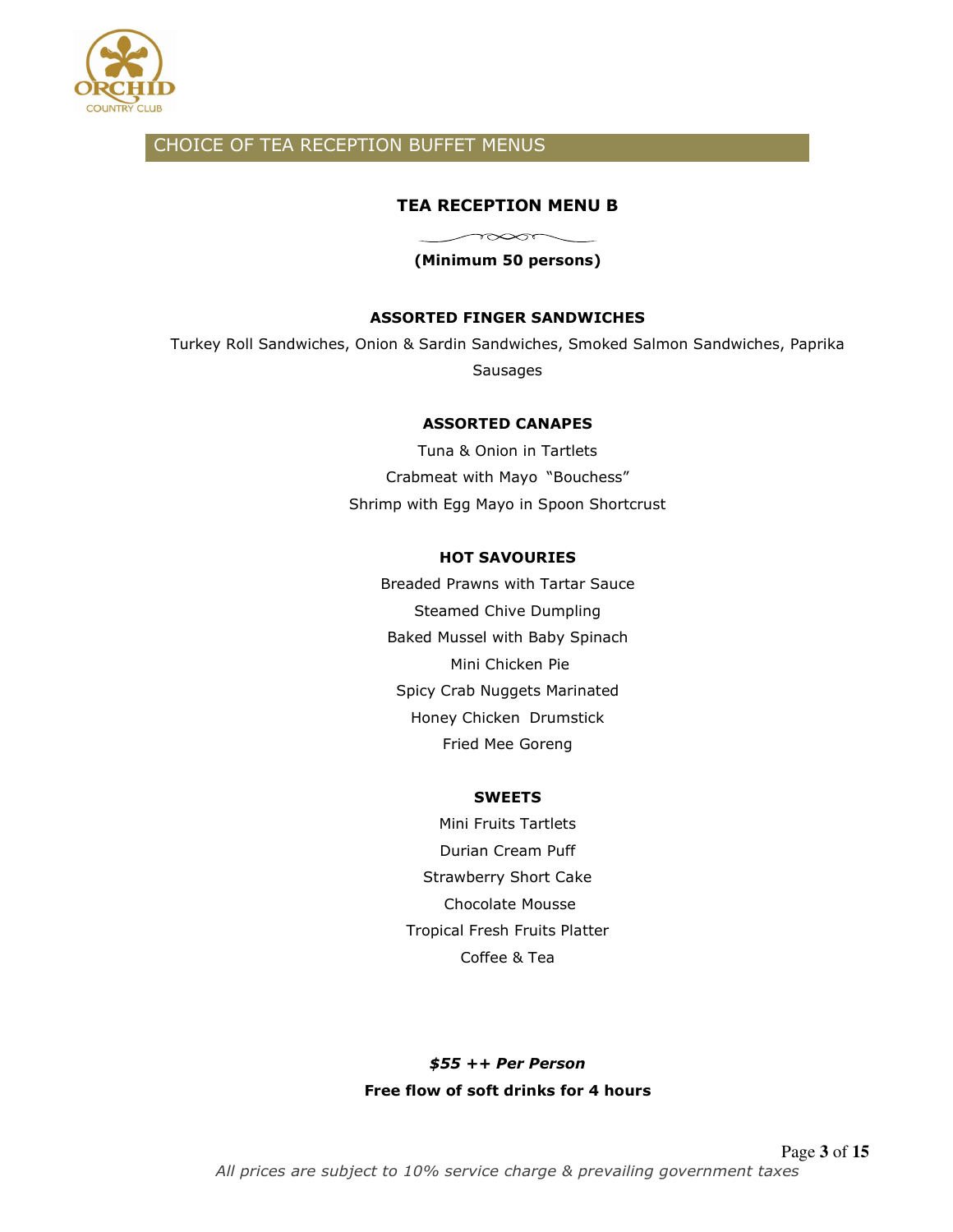## CHOICE OF TEA RECEPTION BUFFET MENUS

### TEA RECEPTION MENU B

**(Minimum 50 persons)**

**ASSORTED FINGER SANDWICHES**

Turkey Roll Sandwiches, Onion & Sardin Sandwiches, Smoked Salmon Sandwiches, Paprika Sausages

**ASSORTED CANAPES**

Tuna & Onion in Tartlets

Crabmeat with Mayo "Bouchess"

Shrimp with Egg Mayo in Spoon Shortcrust

**HOT SAVOURIES**

Breaded Prawns with Tartar Sauce

Steamed Chive Dumpling

Baked Mussel with Baby Spinach

Mini Chicken Pie

Spicy Crab Nuggets Marinated

Honey Chicken Drumstick

Fried Mee Goreng

**SWEETS**

Mini Fruits Tartlets

Durian Cream Puff

Strawberry Short Cake

Chocolate Mousse

Tropical Fresh Fruits Platter

Coffee & Tea

***$55 ++ Per Person***

**Free flow of soft drinks for 4 hours**

*All prices are subject to 10% service charge & prevailing government taxes*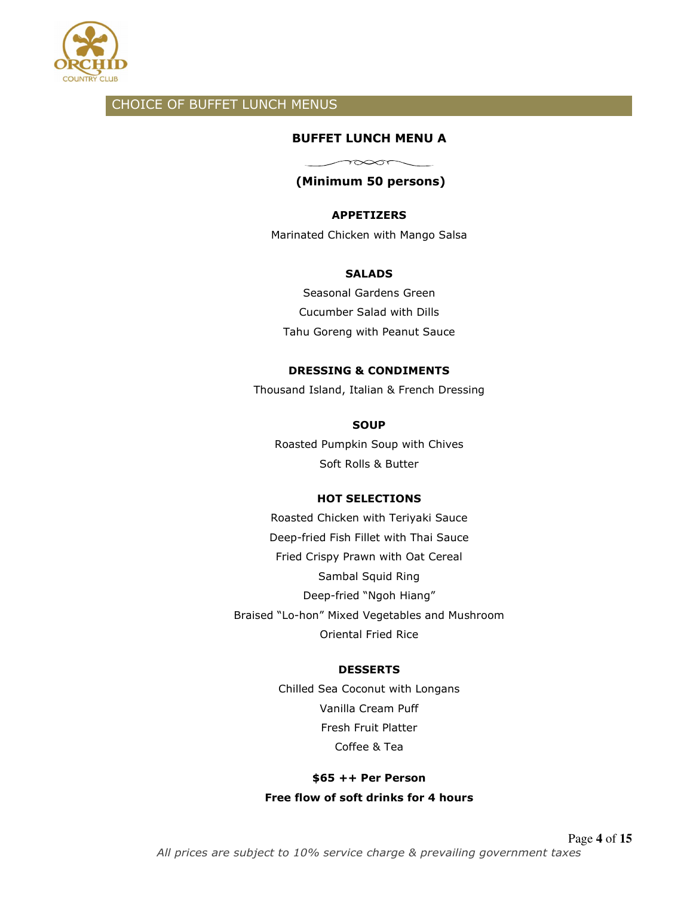## CHOICE OF BUFFET LUNCH MENUS

### BUFFET LUNCH MENU A

**(Minimum 50 persons)**

**APPETIZERS**

Marinated Chicken with Mango Salsa

**SALADS**

Seasonal Gardens Green

Cucumber Salad with Dills

Tahu Goreng with Peanut Sauce

**DRESSING & CONDIMENTS**

Thousand Island, Italian & French Dressing

**SOUP**

Roasted Pumpkin Soup with Chives

Soft Rolls & Butter

**HOT SELECTIONS**

Roasted Chicken with Teriyaki Sauce

Deep-fried Fish Fillet with Thai Sauce

Fried Crispy Prawn with Oat Cereal

Sambal Squid Ring

Deep-fried "Ngoh Hiang"

Braised "Lo-hon" Mixed Vegetables and Mushroom

Oriental Fried Rice

**DESSERTS**

Chilled Sea Coconut with Longans

Vanilla Cream Puff

Fresh Fruit Platter

Coffee & Tea

**$65 ++ Per Person**

**Free flow of soft drinks for 4 hours**

*All prices are subject to 10% service charge & prevailing government taxes*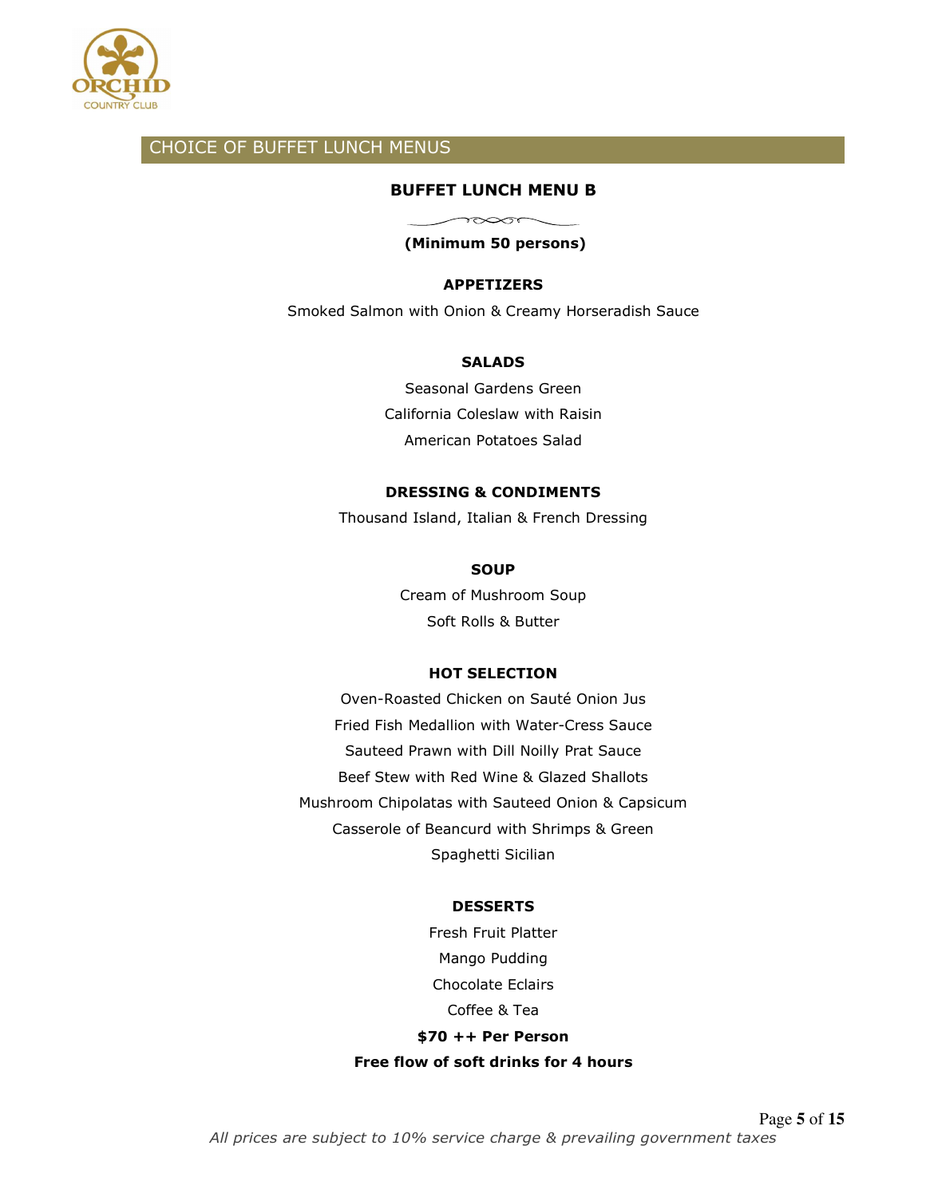## CHOICE OF BUFFET LUNCH MENUS

### BUFFET LUNCH MENU B

**(Minimum 50 persons)**

**APPETIZERS**

Smoked Salmon with Onion & Creamy Horseradish Sauce

**SALADS**

Seasonal Gardens Green

California Coleslaw with Raisin

American Potatoes Salad

**DRESSING & CONDIMENTS**

Thousand Island, Italian & French Dressing

**SOUP**

Cream of Mushroom Soup

Soft Rolls & Butter

**HOT SELECTION**

Oven-Roasted Chicken on Sauté Onion Jus

Fried Fish Medallion with Water-Cress Sauce

Sauteed Prawn with Dill Noilly Prat Sauce

Beef Stew with Red Wine & Glazed Shallots

Mushroom Chipolatas with Sauteed Onion & Capsicum

Casserole of Beancurd with Shrimps & Green

Spaghetti Sicilian

**DESSERTS**

Fresh Fruit Platter

Mango Pudding

Chocolate Eclairs

Coffee & Tea

**$70 ++ Per Person**

**Free flow of soft drinks for 4 hours**

*All prices are subject to 10% service charge & prevailing government taxes*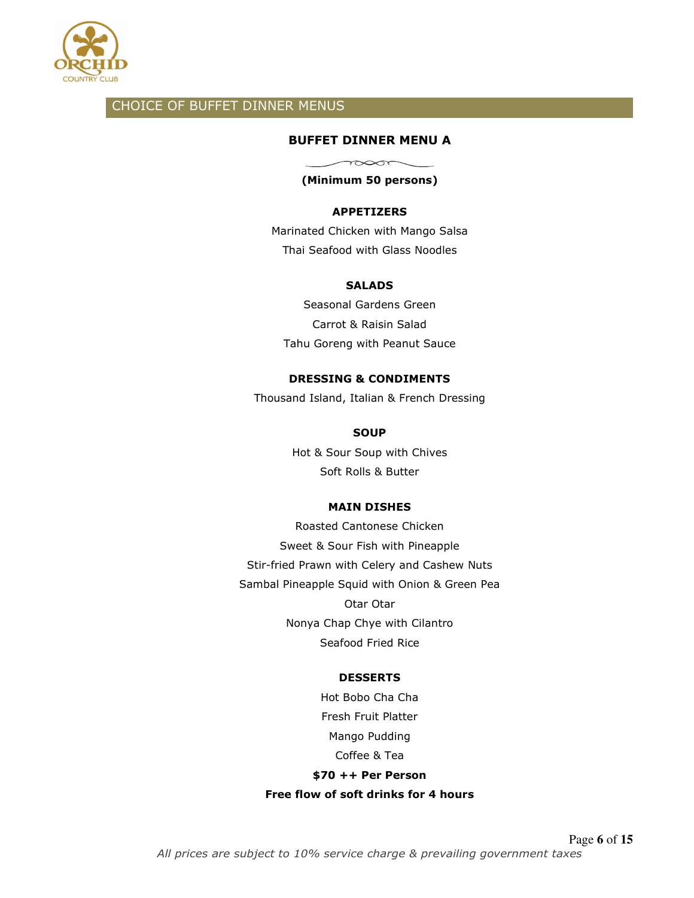ORCHID
COUNTRY CLUB

## CHOICE OF BUFFET DINNER MENUS

### BUFFET DINNER MENU A

**(Minimum 50 persons)**

**APPETIZERS**

Marinated Chicken with Mango Salsa

Thai Seafood with Glass Noodles

**SALADS**

Seasonal Gardens Green

Carrot & Raisin Salad

Tahu Goreng with Peanut Sauce

**DRESSING & CONDIMENTS**

Thousand Island, Italian & French Dressing

**SOUP**

Hot & Sour Soup with Chives

Soft Rolls & Butter

**MAIN DISHES**

Roasted Cantonese Chicken

Sweet & Sour Fish with Pineapple

Stir-fried Prawn with Celery and Cashew Nuts

Sambal Pineapple Squid with Onion & Green Pea

Otar Otar

Nonya Chap Chye with Cilantro

Seafood Fried Rice

**DESSERTS**

Hot Bobo Cha Cha

Fresh Fruit Platter

Mango Pudding

Coffee & Tea

**$70 ++ Per Person**

**Free flow of soft drinks for 4 hours**

*All prices are subject to 10% service charge & prevailing government taxes*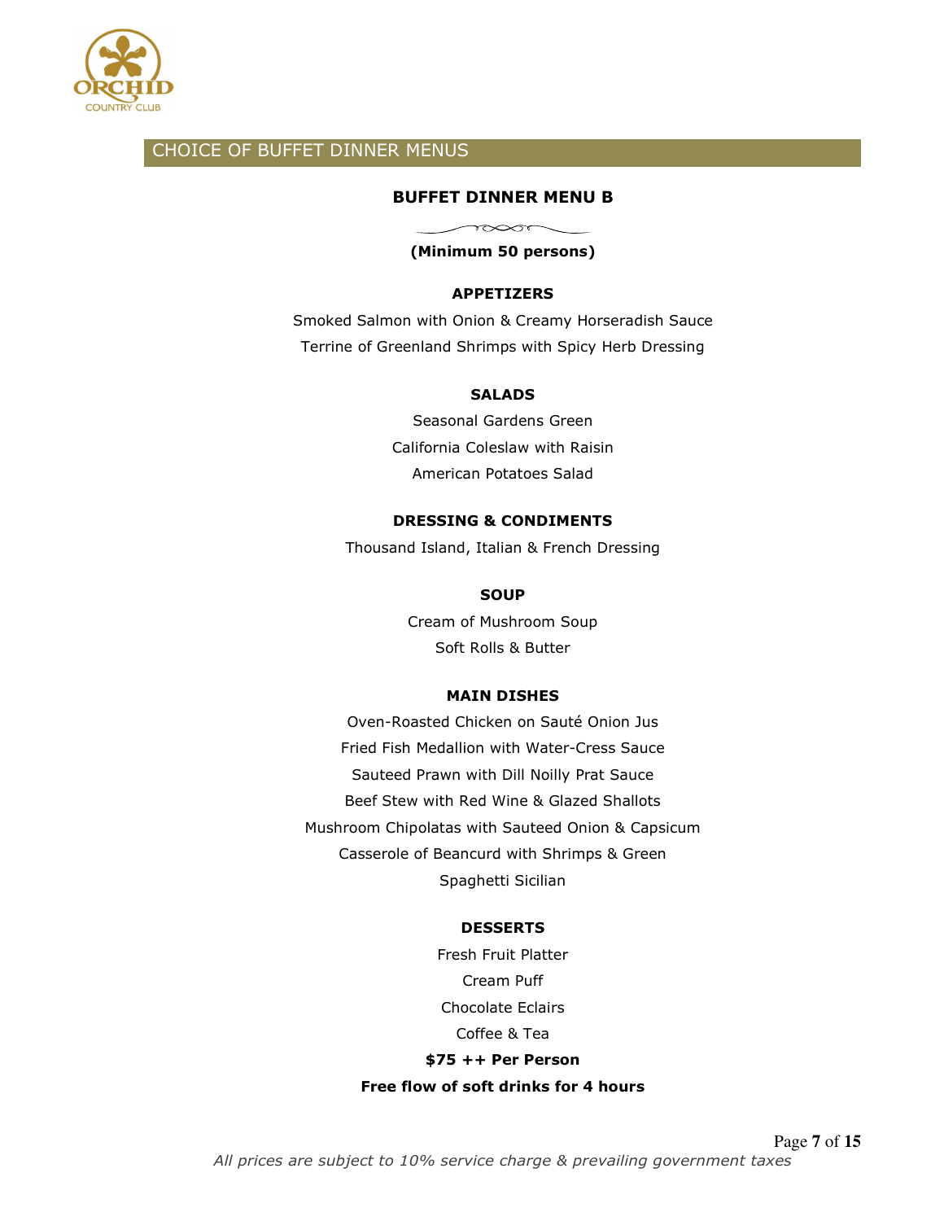## CHOICE OF BUFFET DINNER MENUS

### BUFFET DINNER MENU B

**(Minimum 50 persons)**

**APPETIZERS**

Smoked Salmon with Onion & Creamy Horseradish Sauce
Terrine of Greenland Shrimps with Spicy Herb Dressing

**SALADS**

Seasonal Gardens Green
California Coleslaw with Raisin
American Potatoes Salad

**DRESSING & CONDIMENTS**

Thousand Island, Italian & French Dressing

**SOUP**

Cream of Mushroom Soup
Soft Rolls & Butter

**MAIN DISHES**

Oven-Roasted Chicken on Sauté Onion Jus
Fried Fish Medallion with Water-Cress Sauce
Sauteed Prawn with Dill Noilly Prat Sauce
Beef Stew with Red Wine & Glazed Shallots
Mushroom Chipolatas with Sauteed Onion & Capsicum
Casserole of Beancurd with Shrimps & Green
Spaghetti Sicilian

**DESSERTS**

Fresh Fruit Platter
Cream Puff
Chocolate Eclairs
Coffee & Tea

**$75 ++ Per Person**

**Free flow of soft drinks for 4 hours**

*All prices are subject to 10% service charge & prevailing government taxes*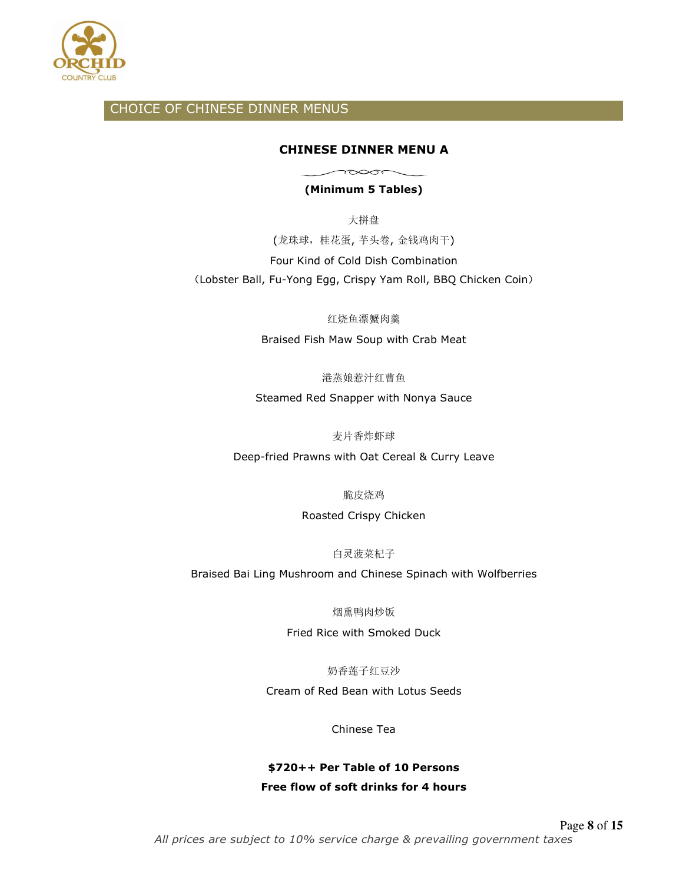## CHOICE OF CHINESE DINNER MENUS

### CHINESE DINNER MENU A

**(Minimum 5 Tables)**

大拼盘

(龙珠球，桂花蛋, 芋头卷, 金钱鸡肉干)

Four Kind of Cold Dish Combination

（Lobster Ball, Fu-Yong Egg, Crispy Yam Roll, BBQ Chicken Coin）

红烧鱼漂蟹肉羹

Braised Fish Maw Soup with Crab Meat

港蒸娘惹汁红曹鱼

Steamed Red Snapper with Nonya Sauce

麦片香炸虾球

Deep-fried Prawns with Oat Cereal & Curry Leave

脆皮烧鸡

Roasted Crispy Chicken

白灵菠菜杞子

Braised Bai Ling Mushroom and Chinese Spinach with Wolfberries

烟熏鸭肉炒饭

Fried Rice with Smoked Duck

奶香莲子红豆沙

Cream of Red Bean with Lotus Seeds

Chinese Tea

**$720++ Per Table of 10 Persons**

**Free flow of soft drinks for 4 hours**

*All prices are subject to 10% service charge & prevailing government taxes*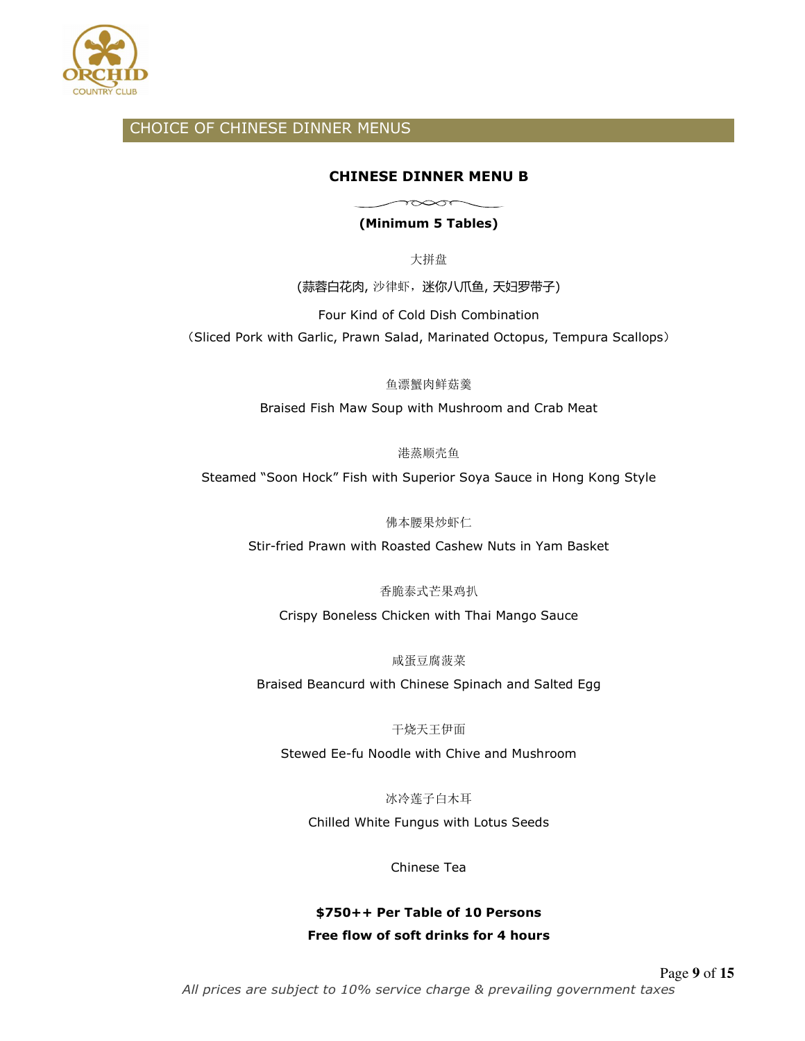## CHOICE OF CHINESE DINNER MENUS

### CHINESE DINNER MENU B

**(Minimum 5 Tables)**

大拼盘

(蒜蓉白花肉, 沙律虾，迷你八爪鱼, 天妇罗带子)

Four Kind of Cold Dish Combination

（Sliced Pork with Garlic, Prawn Salad, Marinated Octopus, Tempura Scallops）

鱼漂蟹肉鲜菇羹

Braised Fish Maw Soup with Mushroom and Crab Meat

港蒸顺壳鱼

Steamed "Soon Hock" Fish with Superior Soya Sauce in Hong Kong Style

佛本腰果炒虾仁

Stir-fried Prawn with Roasted Cashew Nuts in Yam Basket

香脆泰式芒果鸡扒

Crispy Boneless Chicken with Thai Mango Sauce

咸蛋豆腐菠菜

Braised Beancurd with Chinese Spinach and Salted Egg

干烧天王伊面

Stewed Ee-fu Noodle with Chive and Mushroom

冰冷莲子白木耳

Chilled White Fungus with Lotus Seeds

Chinese Tea

**$750++ Per Table of 10 Persons**

**Free flow of soft drinks for 4 hours**

*All prices are subject to 10% service charge & prevailing government taxes*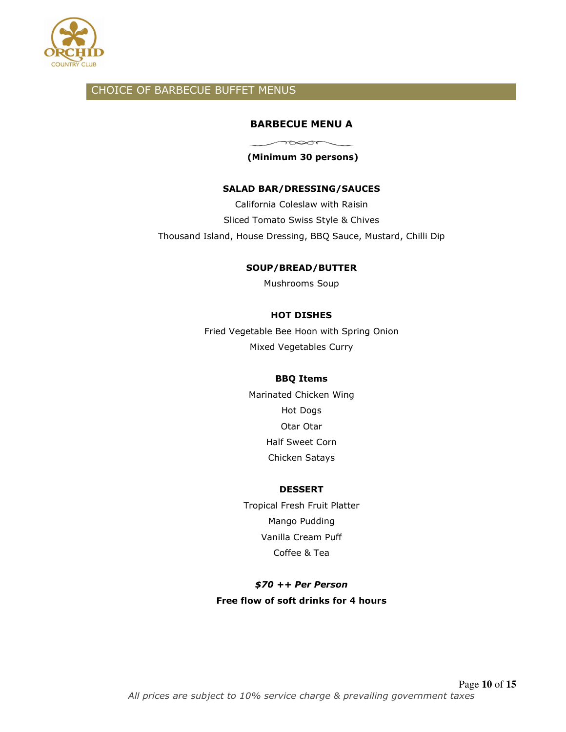## CHOICE OF BARBECUE BUFFET MENUS

### BARBECUE MENU A

**(Minimum 30 persons)**

**SALAD BAR/DRESSING/SAUCES**

California Coleslaw with Raisin

Sliced Tomato Swiss Style & Chives

Thousand Island, House Dressing, BBQ Sauce, Mustard, Chilli Dip

**SOUP/BREAD/BUTTER**

Mushrooms Soup

**HOT DISHES**

Fried Vegetable Bee Hoon with Spring Onion

Mixed Vegetables Curry

**BBQ Items**

Marinated Chicken Wing

Hot Dogs

Otar Otar

Half Sweet Corn

Chicken Satays

**DESSERT**

Tropical Fresh Fruit Platter

Mango Pudding

Vanilla Cream Puff

Coffee & Tea

***$70 ++ Per Person***

**Free flow of soft drinks for 4 hours**

*All prices are subject to 10% service charge & prevailing government taxes*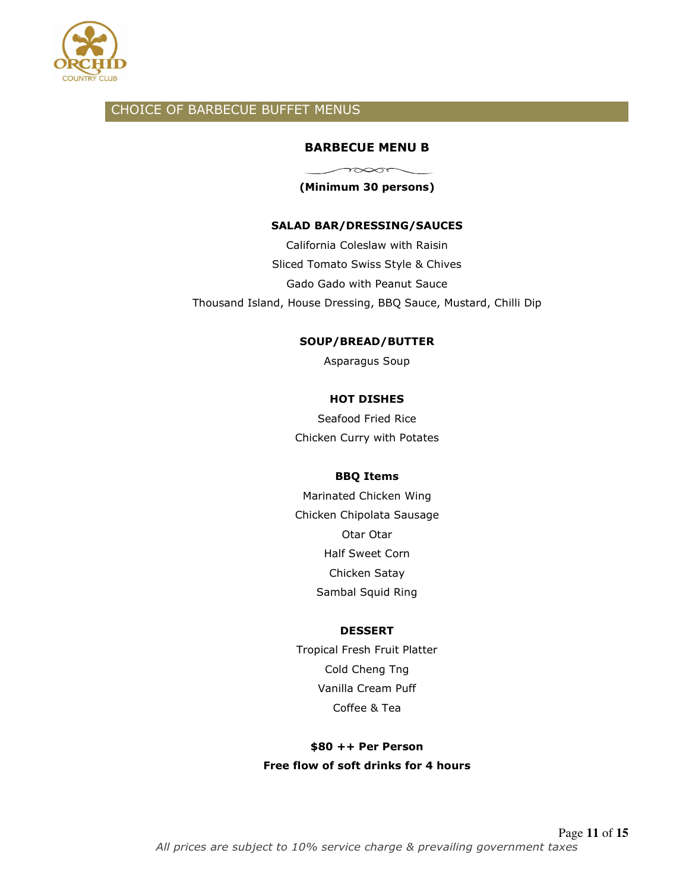## CHOICE OF BARBECUE BUFFET MENUS

### BARBECUE MENU B

**(Minimum 30 persons)**

**SALAD BAR/DRESSING/SAUCES**

California Coleslaw with Raisin

Sliced Tomato Swiss Style & Chives

Gado Gado with Peanut Sauce

Thousand Island, House Dressing, BBQ Sauce, Mustard, Chilli Dip

**SOUP/BREAD/BUTTER**

Asparagus Soup

**HOT DISHES**

Seafood Fried Rice

Chicken Curry with Potates

**BBQ Items**

Marinated Chicken Wing

Chicken Chipolata Sausage

Otar Otar

Half Sweet Corn

Chicken Satay

Sambal Squid Ring

**DESSERT**

Tropical Fresh Fruit Platter

Cold Cheng Tng

Vanilla Cream Puff

Coffee & Tea

**$80 ++ Per Person**

**Free flow of soft drinks for 4 hours**

*All prices are subject to 10% service charge & prevailing government taxes*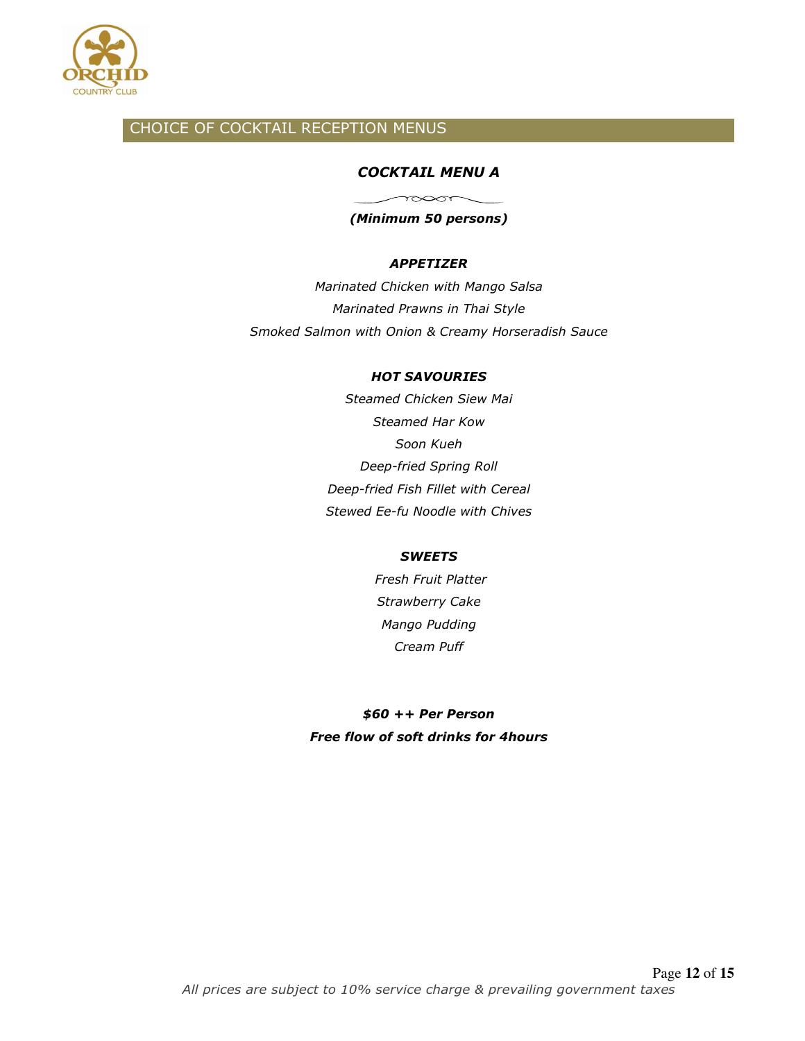## CHOICE OF COCKTAIL RECEPTION MENUS

### *COCKTAIL MENU A*

***(Minimum 50 persons)***

***APPETIZER***

*Marinated Chicken with Mango Salsa*

*Marinated Prawns in Thai Style*

*Smoked Salmon with Onion & Creamy Horseradish Sauce*

***HOT SAVOURIES***

*Steamed Chicken Siew Mai*

*Steamed Har Kow*

*Soon Kueh*

*Deep-fried Spring Roll*

*Deep-fried Fish Fillet with Cereal*

*Stewed Ee-fu Noodle with Chives*

***SWEETS***

*Fresh Fruit Platter*

*Strawberry Cake*

*Mango Pudding*

*Cream Puff*

***$60 ++ Per Person***

***Free flow of soft drinks for 4hours***

*All prices are subject to 10% service charge & prevailing government taxes*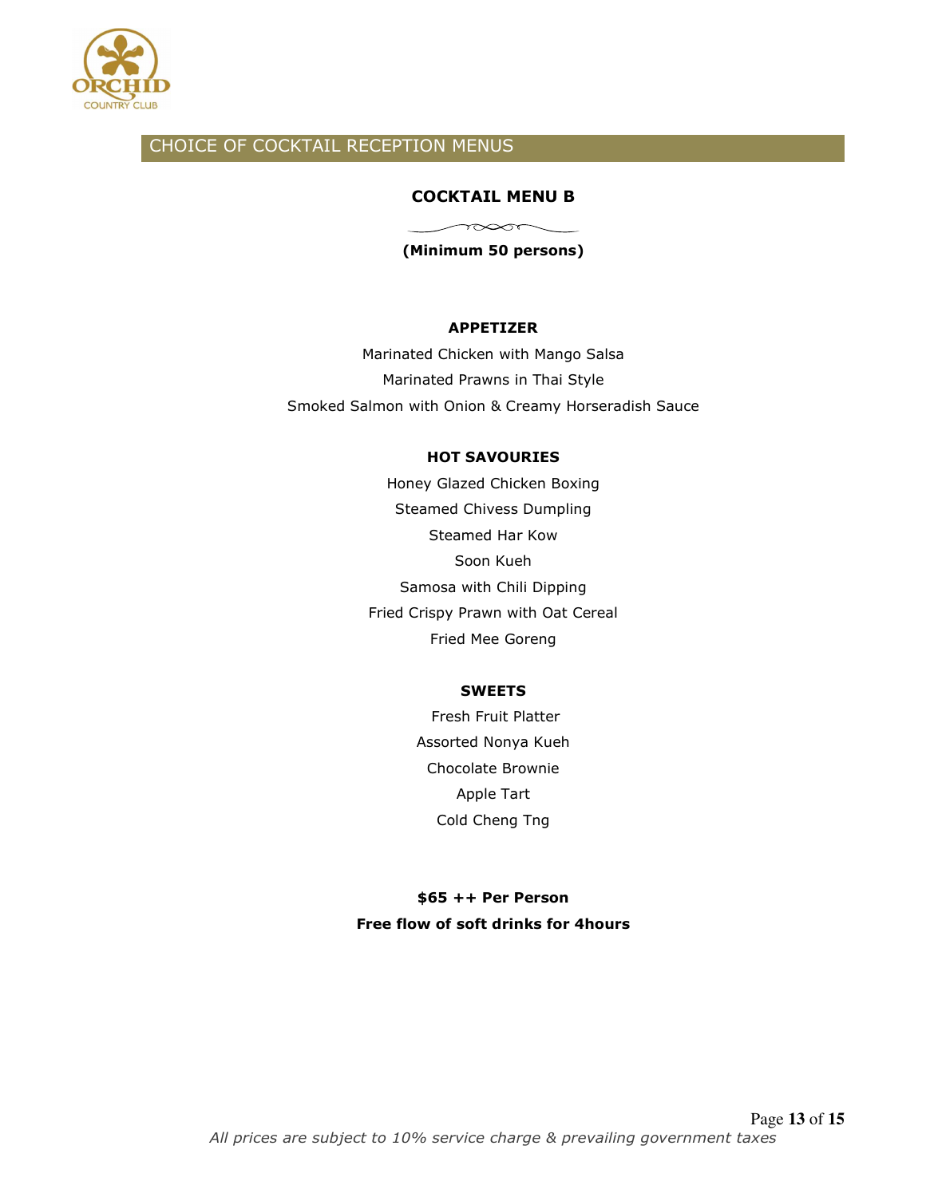## CHOICE OF COCKTAIL RECEPTION MENUS

### COCKTAIL MENU B

**(Minimum 50 persons)**

**APPETIZER**

Marinated Chicken with Mango Salsa
Marinated Prawns in Thai Style
Smoked Salmon with Onion & Creamy Horseradish Sauce

**HOT SAVOURIES**

Honey Glazed Chicken Boxing
Steamed Chivess Dumpling
Steamed Har Kow
Soon Kueh
Samosa with Chili Dipping
Fried Crispy Prawn with Oat Cereal
Fried Mee Goreng

**SWEETS**

Fresh Fruit Platter
Assorted Nonya Kueh
Chocolate Brownie
Apple Tart
Cold Cheng Tng

**$65 ++ Per Person**
**Free flow of soft drinks for 4hours**

*All prices are subject to 10% service charge & prevailing government taxes*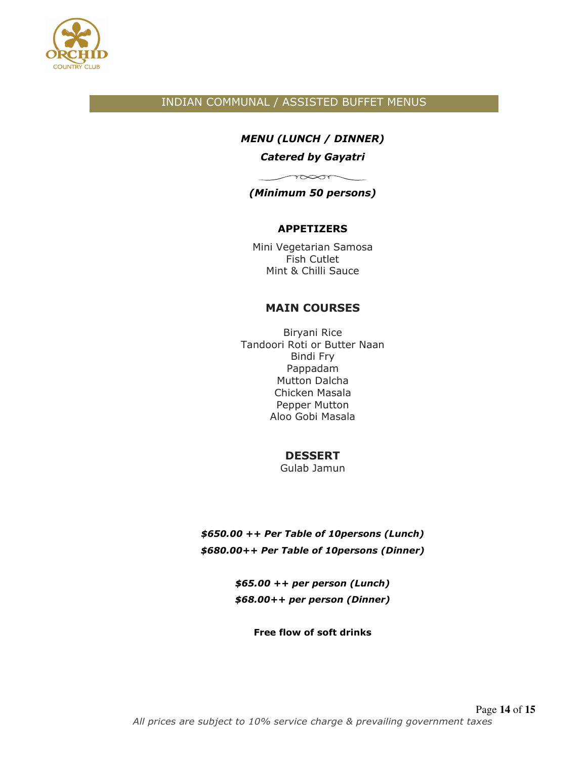## INDIAN COMMUNAL / ASSISTED BUFFET MENUS

***MENU (LUNCH / DINNER)***

***Catered by Gayatri***

***(Minimum 50 persons)***

**APPETIZERS**

Mini Vegetarian Samosa
Fish Cutlet
Mint & Chilli Sauce

**MAIN COURSES**

Biryani Rice
Tandoori Roti or Butter Naan
Bindi Fry
Pappadam
Mutton Dalcha
Chicken Masala
Pepper Mutton
Aloo Gobi Masala

**DESSERT**

Gulab Jamun

***$650.00 ++ Per Table of 10persons (Lunch)***
***$680.00++ Per Table of 10persons (Dinner)***

***$65.00 ++ per person (Lunch)***
***$68.00++ per person (Dinner)***

**Free flow of soft drinks**

*All prices are subject to 10% service charge & prevailing government taxes*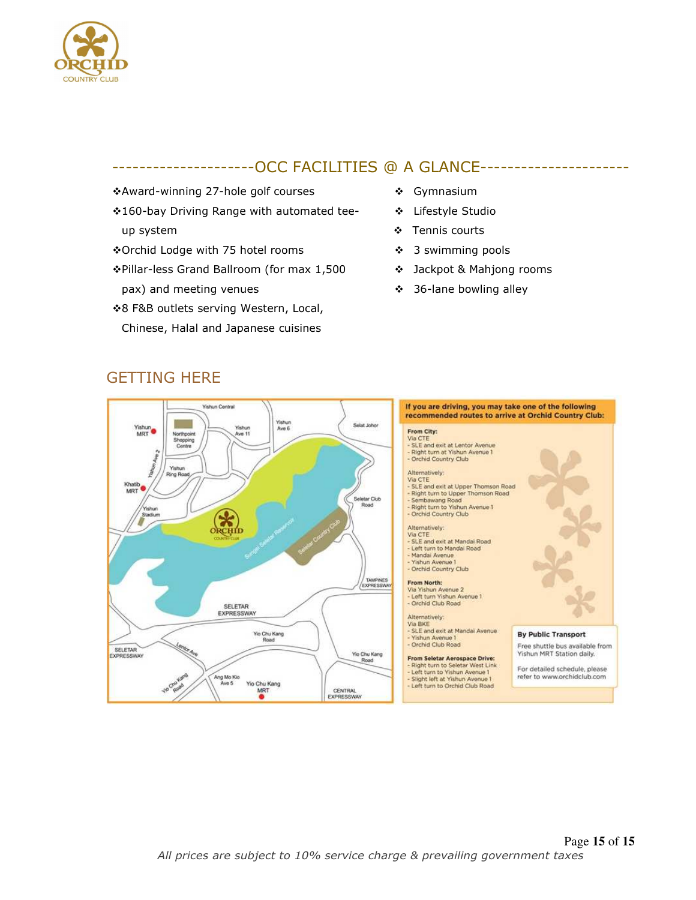## OCC FACILITIES @ A GLANCE

- ❖Award-winning 27-hole golf courses
- ❖160-bay Driving Range with automated tee-up system
- ❖Orchid Lodge with 75 hotel rooms
- ❖Pillar-less Grand Ballroom (for max 1,500 pax) and meeting venues
- ❖8 F&B outlets serving Western, Local, Chinese, Halal and Japanese cuisines
- ❖ Gymnasium
- ❖ Lifestyle Studio
- ❖ Tennis courts
- ❖ 3 swimming pools
- ❖ Jackpot & Mahjong rooms
- ❖ 36-lane bowling alley

## GETTING HERE

Yishun Central
Yishun MRT
Northpoint Shopping Centre
Yishun Ave 11
Yishun Ave 6
Selat Johor
Yishun Ave 2
Yishun Ring Road
Khatib MRT
Seletar Club Road
Yishun Stadium
Sungei Seletar Reservoir
Seletar Country Club
TAMPINES EXPRESSWAY
SELETAR EXPRESSWAY
Yio Chu Kang Road
SELETAR EXPRESSWAY
Lentor Ave
Yio Chu Kang Road
Yio Chu Kang Road
Ang Mo Kio Ave 5
Yio Chu Kang MRT
CENTRAL EXPRESSWAY

**If you are driving, you may take one of the following recommended routes to arrive at Orchid Country Club:**

**From City:**
Via CTE
- SLE and exit at Lentor Avenue
- Right turn at Yishun Avenue 1
- Orchid Country Club

Alternatively:
Via CTE
- SLE and exit at Upper Thomson Road
- Right turn to Upper Thomson Road
- Sembawang Road
- Right turn to Yishun Avenue 1
- Orchid Country Club

Alternatively:
Via CTE
- SLE and exit at Mandai Road
- Left turn to Mandai Road
- Mandai Avenue
- Yishun Avenue 1
- Orchid Country Club

**From North:**
Via Yishun Avenue 2
- Left turn Yishun Avenue 1
- Orchid Club Road

Alternatively:
Via BKE
- SLE and exit at Mandai Avenue
- Yishun Avenue 1
- Orchid Club Road

**From Seletar Aerospace Drive:**
- Right turn to Seletar West Link
- Left turn to Yishun Avenue 1
- Slight left at Yishun Avenue 1
- Left turn to Orchid Club Road

**By Public Transport**
Free shuttle bus available from Yishun MRT Station daily.

For detailed schedule, please refer to www.orchidclub.com

*All prices are subject to 10% service charge & prevailing government taxes*